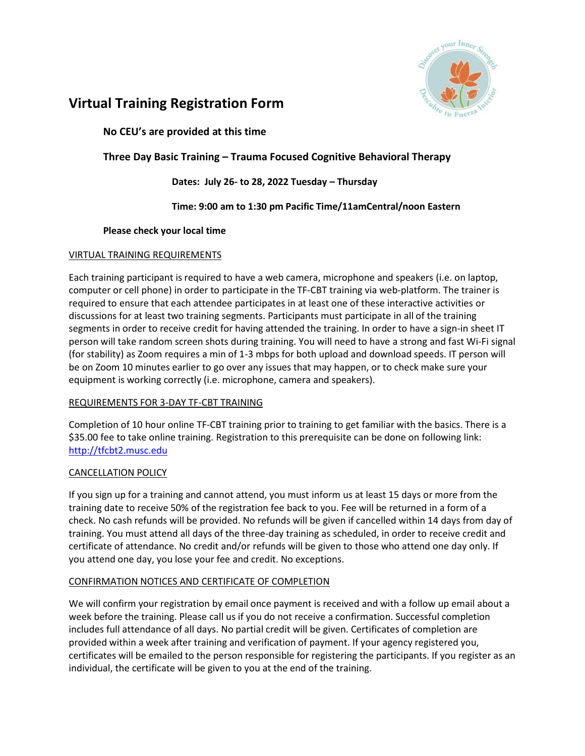# Virtual Training Registration Form

**No CEU's are provided at this time**

**Three Day Basic Training – Trauma Focused Cognitive Behavioral Therapy**

**Dates: July 26- to 28, 2022 Tuesday – Thursday**

**Time: 9:00 am to 1:30 pm Pacific Time/11amCentral/noon Eastern**

**Please check your local time**

## VIRTUAL TRAINING REQUIREMENTS

Each training participant is required to have a web camera, microphone and speakers (i.e. on laptop, computer or cell phone) in order to participate in the TF-CBT training via web-platform. The trainer is required to ensure that each attendee participates in at least one of these interactive activities or discussions for at least two training segments. Participants must participate in all of the training segments in order to receive credit for having attended the training. In order to have a sign-in sheet IT person will take random screen shots during training. You will need to have a strong and fast Wi-Fi signal (for stability) as Zoom requires a min of 1-3 mbps for both upload and download speeds. IT person will be on Zoom 10 minutes earlier to go over any issues that may happen, or to check make sure your equipment is working correctly (i.e. microphone, camera and speakers).

## REQUIREMENTS FOR 3-DAY TF-CBT TRAINING

Completion of 10 hour online TF-CBT training prior to training to get familiar with the basics. There is a $35.00 fee to take online training. Registration to this prerequisite can be done on following link: http://tfcbt2.musc.edu

## CANCELLATION POLICY

If you sign up for a training and cannot attend, you must inform us at least 15 days or more from the training date to receive 50% of the registration fee back to you. Fee will be returned in a form of a check. No cash refunds will be provided. No refunds will be given if cancelled within 14 days from day of training. You must attend all days of the three-day training as scheduled, in order to receive credit and certificate of attendance. No credit and/or refunds will be given to those who attend one day only. If you attend one day, you lose your fee and credit. No exceptions.

## CONFIRMATION NOTICES AND CERTIFICATE OF COMPLETION

We will confirm your registration by email once payment is received and with a follow up email about a week before the training. Please call us if you do not receive a confirmation. Successful completion includes full attendance of all days. No partial credit will be given. Certificates of completion are provided within a week after training and verification of payment. If your agency registered you, certificates will be emailed to the person responsible for registering the participants. If you register as an individual, the certificate will be given to you at the end of the training.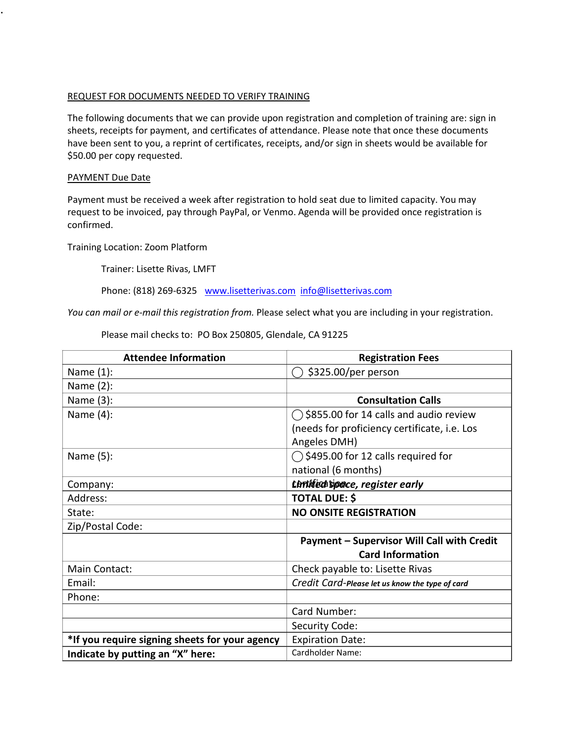REQUEST FOR DOCUMENTS NEEDED TO VERIFY TRAINING

The following documents that we can provide upon registration and completion of training are: sign in sheets, receipts for payment, and certificates of attendance. Please note that once these documents have been sent to you, a reprint of certificates, receipts, and/or sign in sheets would be available for $50.00 per copy requested.

PAYMENT Due Date

Payment must be received a week after registration to hold seat due to limited capacity. You may request to be invoiced, pay through PayPal, or Venmo. Agenda will be provided once registration is confirmed.

Training Location: Zoom Platform

Trainer: Lisette Rivas, LMFT

Phone: (818) 269-6325 www.lisetterivas.com info@lisetterivas.com

*You can mail or e-mail this registration from.* Please select what you are including in your registration.

Please mail checks to: PO Box 250805, Glendale, CA 91225

| **Attendee Information** | **Registration Fees** |
|---|---|
| Name (1): | ◯ $325.00/per person |
| Name (2): | |
| Name (3): | **Consultation Calls** |
| Name (4): | ◯ $855.00 for 14 calls and audio review (needs for proficiency certificate, i.e. Los Angeles DMH) |
| Name (5): | ◯ $495.00 for 12 calls required for national (6 months) certification |
| Company: | ***Limited space, register early*** |
| Address: | **TOTAL DUE: $** |
| State: | **NO ONSITE REGISTRATION** |
| Zip/Postal Code: | |
| | **Payment – Supervisor Will Call with Credit Card Information** |
| Main Contact: | Check payable to: Lisette Rivas |
| Email: | *Credit Card-**Please let us know the type of card*** |
| Phone: | |
| | Card Number: |
| | Security Code: |
| ***If you require signing sheets for your agency** | Expiration Date: |
| **Indicate by putting an "X" here:** | Cardholder Name: |